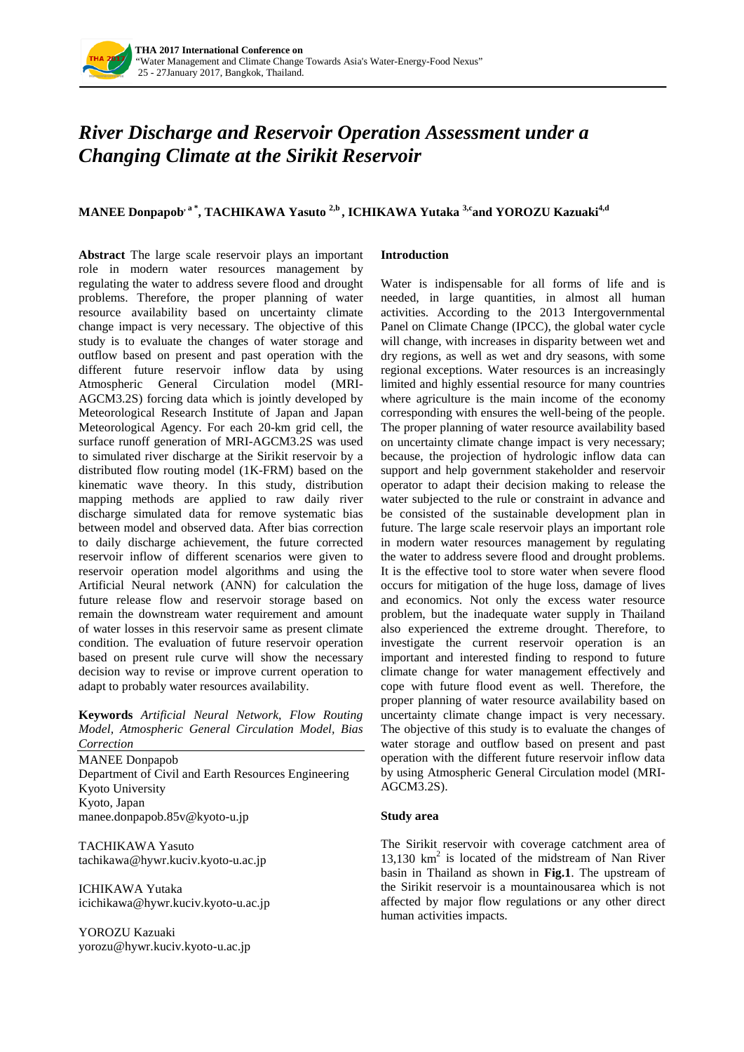# River Discharge and Reservoir Operation Assessment under a Changing Climate at the Sirikit Reservoir

**MANEE Donpapob[a*], TACHIKAWA Yasuto[2,b], ICHIKAWA Yutaka[3,c] and YOROZU Kazuaki[4,d]**

**Abstract** The large scale reservoir plays an important role in modern water resources management by regulating the water to address severe flood and drought problems. Therefore, the proper planning of water resource availability based on uncertainty climate change impact is very necessary. The objective of this study is to evaluate the changes of water storage and outflow based on present and past operation with the different future reservoir inflow data by using Atmospheric General Circulation model (MRI-AGCM3.2S) forcing data which is jointly developed by Meteorological Research Institute of Japan and Japan Meteorological Agency. For each 20-km grid cell, the surface runoff generation of MRI-AGCM3.2S was used to simulated river discharge at the Sirikit reservoir by a distributed flow routing model (1K-FRM) based on the kinematic wave theory. In this study, distribution mapping methods are applied to raw daily river discharge simulated data for remove systematic bias between model and observed data. After bias correction to daily discharge achievement, the future corrected reservoir inflow of different scenarios were given to reservoir operation model algorithms and using the Artificial Neural network (ANN) for calculation the future release flow and reservoir storage based on remain the downstream water requirement and amount of water losses in this reservoir same as present climate condition. The evaluation of future reservoir operation based on present rule curve will show the necessary decision way to revise or improve current operation to adapt to probably water resources availability.

**Keywords** *Artificial Neural Network, Flow Routing Model, Atmospheric General Circulation Model, Bias Correction*

MANEE Donpapob
Department of Civil and Earth Resources Engineering
Kyoto University
Kyoto, Japan
manee.donpapob.85v@kyoto-u.jp

TACHIKAWA Yasuto
tachikawa@hywr.kuciv.kyoto-u.ac.jp

ICHIKAWA Yutaka
icichikawa@hywr.kuciv.kyoto-u.ac.jp

YOROZU Kazuaki
yorozu@hywr.kuciv.kyoto-u.ac.jp

## Introduction

Water is indispensable for all forms of life and is needed, in large quantities, in almost all human activities. According to the 2013 Intergovernmental Panel on Climate Change (IPCC), the global water cycle will change, with increases in disparity between wet and dry regions, as well as wet and dry seasons, with some regional exceptions. Water resources is an increasingly limited and highly essential resource for many countries where agriculture is the main income of the economy corresponding with ensures the well-being of the people. The proper planning of water resource availability based on uncertainty climate change impact is very necessary; because, the projection of hydrologic inflow data can support and help government stakeholder and reservoir operator to adapt their decision making to release the water subjected to the rule or constraint in advance and be consisted of the sustainable development plan in future. The large scale reservoir plays an important role in modern water resources management by regulating the water to address severe flood and drought problems. It is the effective tool to store water when severe flood occurs for mitigation of the huge loss, damage of lives and economics. Not only the excess water resource problem, but the inadequate water supply in Thailand also experienced the extreme drought. Therefore, to investigate the current reservoir operation is an important and interested finding to respond to future climate change for water management effectively and cope with future flood event as well. Therefore, the proper planning of water resource availability based on uncertainty climate change impact is very necessary. The objective of this study is to evaluate the changes of water storage and outflow based on present and past operation with the different future reservoir inflow data by using Atmospheric General Circulation model (MRI-AGCM3.2S).

## Study area

The Sirikit reservoir with coverage catchment area of 13,130 km$^2$ is located of the midstream of Nan River basin in Thailand as shown in **Fig.1**. The upstream of the Sirikit reservoir is a mountainousarea which is not affected by major flow regulations or any other direct human activities impacts.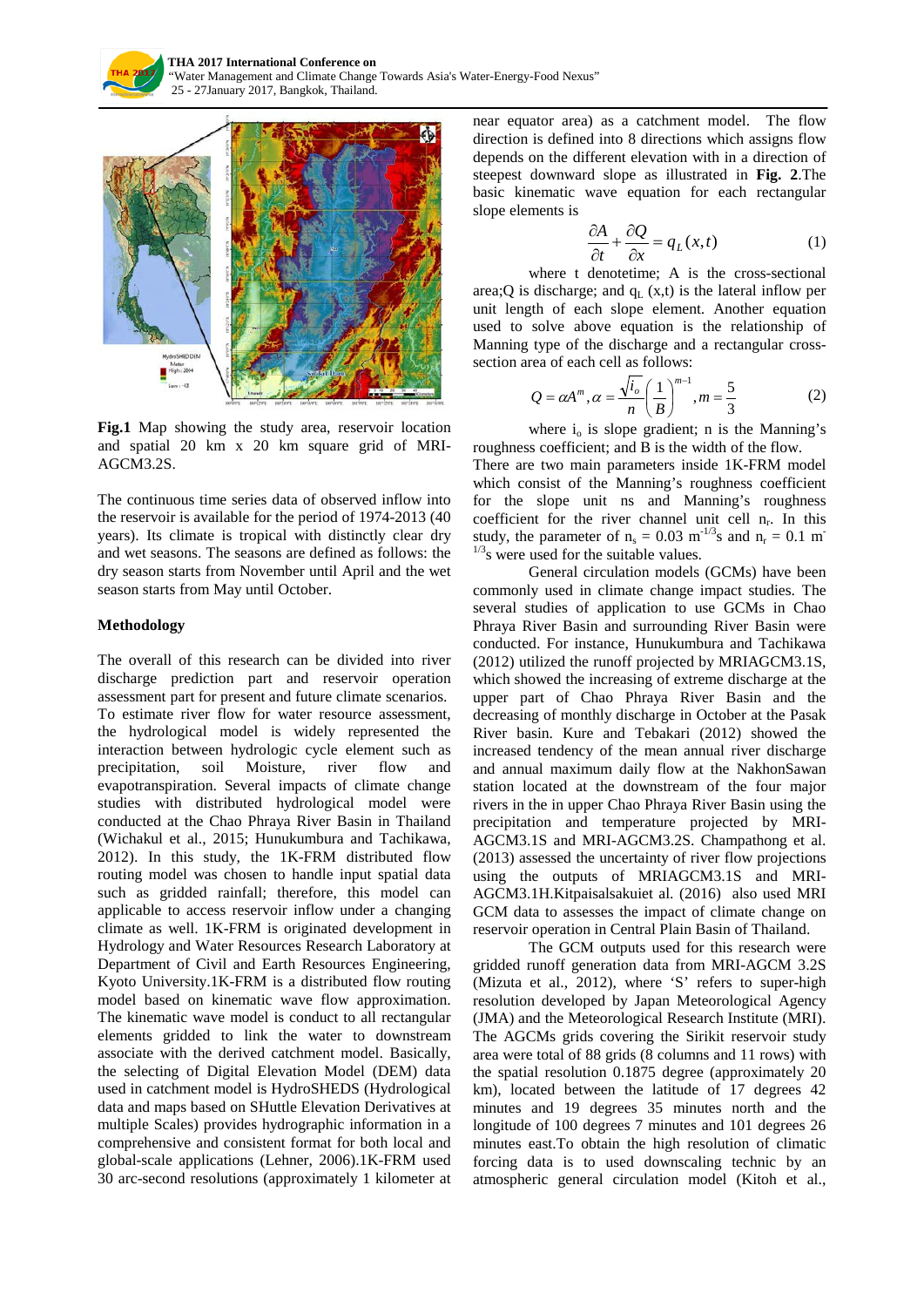**Fig.1** Map showing the study area, reservoir location and spatial 20 km x 20 km square grid of MRI-AGCM3.2S.

The continuous time series data of observed inflow into the reservoir is available for the period of 1974-2013 (40 years). Its climate is tropical with distinctly clear dry and wet seasons. The seasons are defined as follows: the dry season starts from November until April and the wet season starts from May until October.

**Methodology**

The overall of this research can be divided into river discharge prediction part and reservoir operation assessment part for present and future climate scenarios. To estimate river flow for water resource assessment, the hydrological model is widely represented the interaction between hydrologic cycle element such as precipitation, soil Moisture, river flow and evapotranspiration. Several impacts of climate change studies with distributed hydrological model were conducted at the Chao Phraya River Basin in Thailand (Wichakul et al., 2015; Hunukumbura and Tachikawa, 2012). In this study, the 1K-FRM distributed flow routing model was chosen to handle input spatial data such as gridded rainfall; therefore, this model can applicable to access reservoir inflow under a changing climate as well. 1K-FRM is originated development in Hydrology and Water Resources Research Laboratory at Department of Civil and Earth Resources Engineering, Kyoto University.1K-FRM is a distributed flow routing model based on kinematic wave flow approximation. The kinematic wave model is conduct to all rectangular elements gridded to link the water to downstream associate with the derived catchment model. Basically, the selecting of Digital Elevation Model (DEM) data used in catchment model is HydroSHEDS (Hydrological data and maps based on SHuttle Elevation Derivatives at multiple Scales) provides hydrographic information in a comprehensive and consistent format for both local and global-scale applications (Lehner, 2006).1K-FRM used 30 arc-second resolutions (approximately 1 kilometer at near equator area) as a catchment model. The flow direction is defined into 8 directions which assigns flow depends on the different elevation with in a direction of steepest downward slope as illustrated in **Fig. 2**.The basic kinematic wave equation for each rectangular slope elements is

$$\frac{\partial A}{\partial t} + \frac{\partial Q}{\partial x} = q_L(x,t) \tag{1}$$

where t denotetime; A is the cross-sectional area;Q is discharge; and $q_L$ (x,t) is the lateral inflow per unit length of each slope element. Another equation used to solve above equation is the relationship of Manning type of the discharge and a rectangular cross-section area of each cell as follows:

$$Q = \alpha A^m, \alpha = \frac{\sqrt{i_o}}{n}\left(\frac{1}{B}\right)^{m-1}, m = \frac{5}{3} \tag{2}$$

where $i_o$ is slope gradient; n is the Manning's roughness coefficient; and B is the width of the flow. There are two main parameters inside 1K-FRM model which consist of the Manning's roughness coefficient for the slope unit ns and Manning's roughness coefficient for the river channel unit cell $n_r$. In this study, the parameter of $n_s = 0.03$ $m^{-1/3}s$ and $n_r = 0.1$ $m^{-1/3}s$ were used for the suitable values.

General circulation models (GCMs) have been commonly used in climate change impact studies. The several studies of application to use GCMs in Chao Phraya River Basin and surrounding River Basin were conducted. For instance, Hunukumbura and Tachikawa (2012) utilized the runoff projected by MRIAGCM3.1S, which showed the increasing of extreme discharge at the upper part of Chao Phraya River Basin and the decreasing of monthly discharge in October at the Pasak River basin. Kure and Tebakari (2012) showed the increased tendency of the mean annual river discharge and annual maximum daily flow at the NakhonSawan station located at the downstream of the four major rivers in the in upper Chao Phraya River Basin using the precipitation and temperature projected by MRI-AGCM3.1S and MRI-AGCM3.2S. Champathong et al. (2013) assessed the uncertainty of river flow projections using the outputs of MRIAGCM3.1S and MRI-AGCM3.1H.Kitpaisalsakuiet al. (2016) also used MRI GCM data to assesses the impact of climate change on reservoir operation in Central Plain Basin of Thailand.

The GCM outputs used for this research were gridded runoff generation data from MRI-AGCM 3.2S (Mizuta et al., 2012), where 'S' refers to super-high resolution developed by Japan Meteorological Agency (JMA) and the Meteorological Research Institute (MRI). The AGCMs grids covering the Sirikit reservoir study area were total of 88 grids (8 columns and 11 rows) with the spatial resolution 0.1875 degree (approximately 20 km), located between the latitude of 17 degrees 42 minutes and 19 degrees 35 minutes north and the longitude of 100 degrees 7 minutes and 101 degrees 26 minutes east.To obtain the high resolution of climatic forcing data is to used downscaling technic by an atmospheric general circulation model (Kitoh et al.,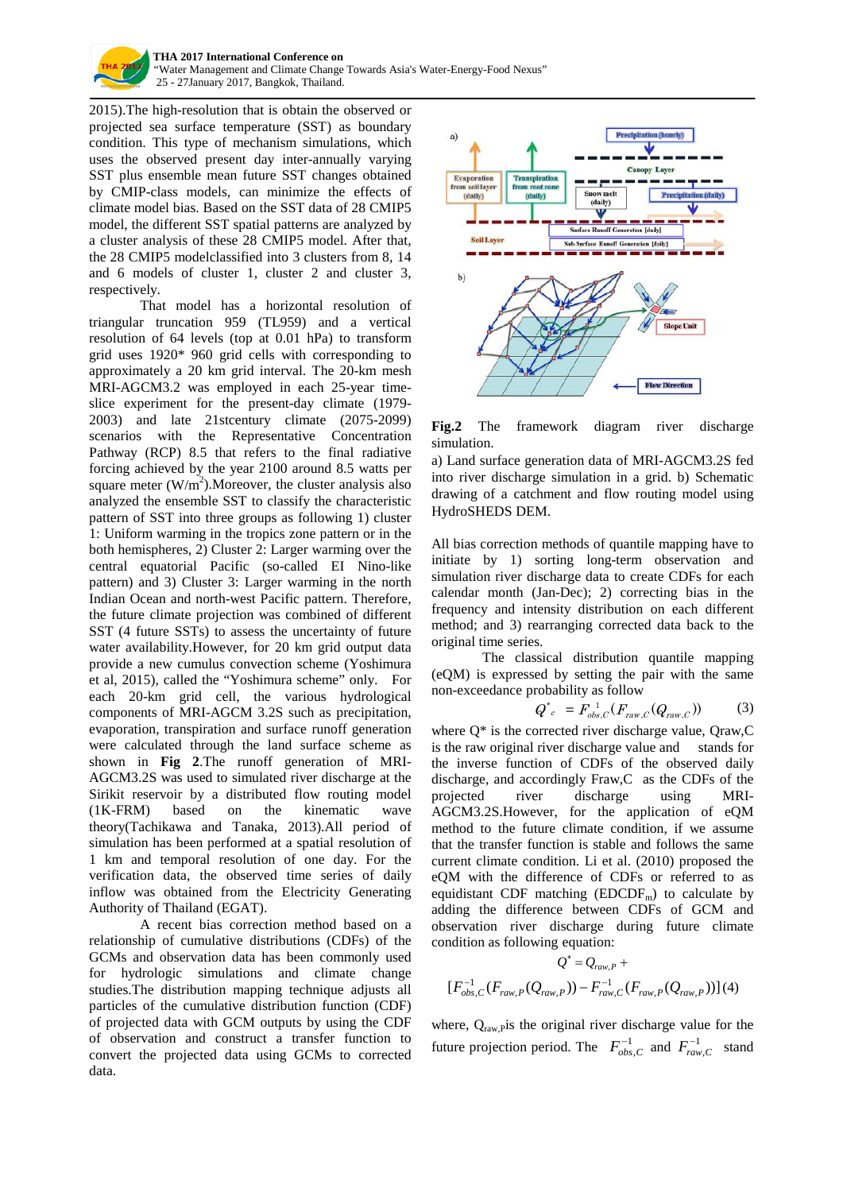2015).The high-resolution that is obtain the observed or projected sea surface temperature (SST) as boundary condition. This type of mechanism simulations, which uses the observed present day inter-annually varying SST plus ensemble mean future SST changes obtained by CMIP-class models, can minimize the effects of climate model bias. Based on the SST data of 28 CMIP5 model, the different SST spatial patterns are analyzed by a cluster analysis of these 28 CMIP5 model. After that, the 28 CMIP5 modelclassified into 3 clusters from 8, 14 and 6 models of cluster 1, cluster 2 and cluster 3, respectively.

That model has a horizontal resolution of triangular truncation 959 (TL959) and a vertical resolution of 64 levels (top at 0.01 hPa) to transform grid uses 1920* 960 grid cells with corresponding to approximately a 20 km grid interval. The 20-km mesh MRI-AGCM3.2 was employed in each 25-year time-slice experiment for the present-day climate (1979-2003) and late 21stcentury climate (2075-2099) scenarios with the Representative Concentration Pathway (RCP) 8.5 that refers to the final radiative forcing achieved by the year 2100 around 8.5 watts per square meter ($W/m^2$).Moreover, the cluster analysis also analyzed the ensemble SST to classify the characteristic pattern of SST into three groups as following 1) cluster 1: Uniform warming in the tropics zone pattern or in the both hemispheres, 2) Cluster 2: Larger warming over the central equatorial Pacific (so-called El Nino-like pattern) and 3) Cluster 3: Larger warming in the north Indian Ocean and north-west Pacific pattern. Therefore, the future climate projection was combined of different SST (4 future SSTs) to assess the uncertainty of future water availability.However, for 20 km grid output data provide a new cumulus convection scheme (Yoshimura et al, 2015), called the "Yoshimura scheme" only. For each 20-km grid cell, the various hydrological components of MRI-AGCM 3.2S such as precipitation, evaporation, transpiration and surface runoff generation were calculated through the land surface scheme as shown in **Fig 2**.The runoff generation of MRI-AGCM3.2S was used to simulated river discharge at the Sirikit reservoir by a distributed flow routing model (1K-FRM) based on the kinematic wave theory(Tachikawa and Tanaka, 2013).All period of simulation has been performed at a spatial resolution of 1 km and temporal resolution of one day. For the verification data, the observed time series of daily inflow was obtained from the Electricity Generating Authority of Thailand (EGAT).

A recent bias correction method based on a relationship of cumulative distributions (CDFs) of the GCMs and observation data has been commonly used for hydrologic simulations and climate change studies.The distribution mapping technique adjusts all particles of the cumulative distribution function (CDF) of projected data with GCM outputs by using the CDF of observation and construct a transfer function to convert the projected data using GCMs to corrected data.

**Fig.2** The framework diagram river discharge simulation.

a) Land surface generation data of MRI-AGCM3.2S fed into river discharge simulation in a grid. b) Schematic drawing of a catchment and flow routing model using HydroSHEDS DEM.

All bias correction methods of quantile mapping have to initiate by 1) sorting long-term observation and simulation river discharge data to create CDFs for each calendar month (Jan-Dec); 2) correcting bias in the frequency and intensity distribution on each different method; and 3) rearranging corrected data back to the original time series.

The classical distribution quantile mapping (eQM) is expressed by setting the pair with the same non-exceedance probability as follow

$$Q^*_c = F^{-1}_{obs,C}(F_{raw,C}(Q_{raw,C})) \tag{3}$$

where Q* is the corrected river discharge value, Qraw,C is the raw original river discharge value and stands for the inverse function of CDFs of the observed daily discharge, and accordingly Fraw,C as the CDFs of the projected river discharge using MRI-AGCM3.2S.However, for the application of eQM method to the future climate condition, if we assume that the transfer function is stable and follows the same current climate condition. Li et al. (2010) proposed the eQM with the difference of CDFs or referred to as equidistant CDF matching ($EDCDF_m$) to calculate by adding the difference between CDFs of GCM and observation river discharge during future climate condition as following equation:

$$Q^* = Q_{raw,P} + [F^{-1}_{obs,C}(F_{raw,P}(Q_{raw,P})) - F^{-1}_{raw,C}(F_{raw,P}(Q_{raw,P}))] \tag{4}$$

where, $Q_{raw,P}$is the original river discharge value for the future projection period. The $F^{-1}_{obs,C}$ and $F^{-1}_{raw,C}$ stand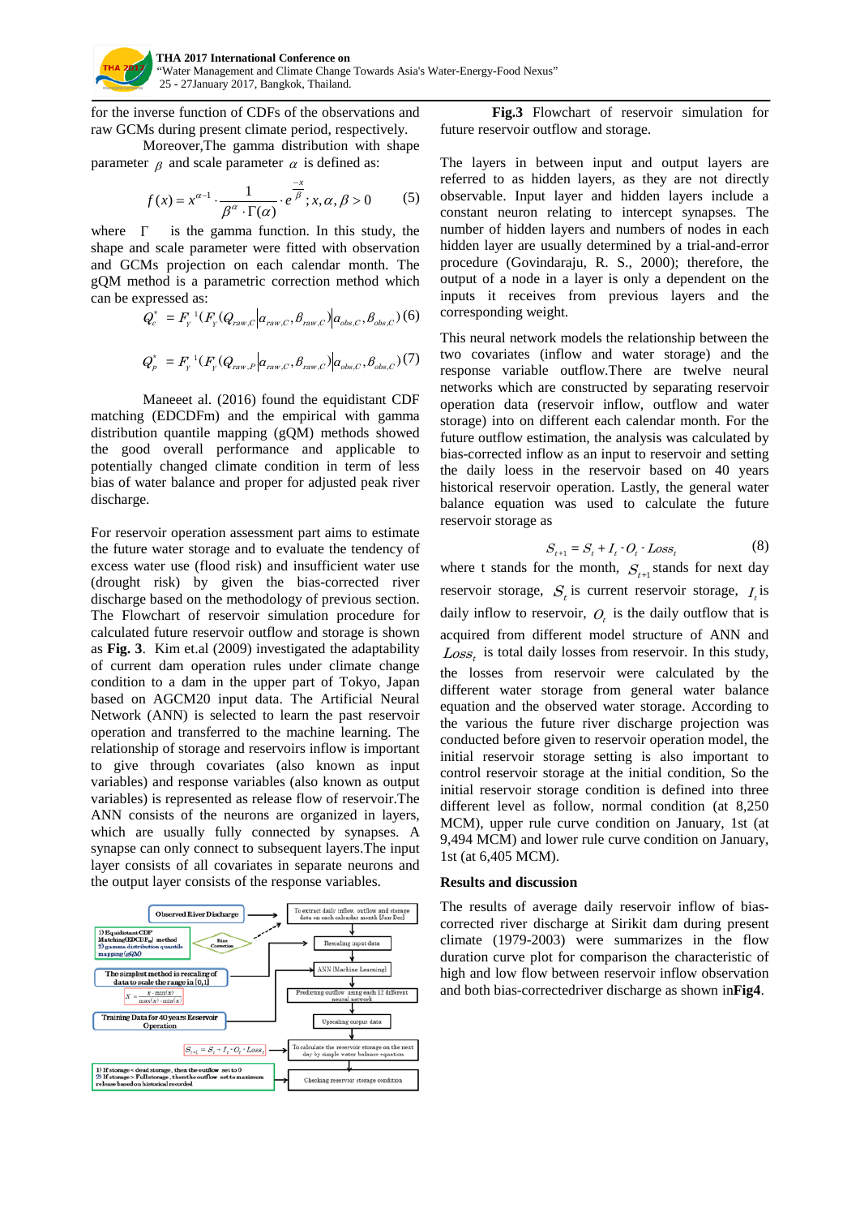for the inverse function of CDFs of the observations and raw GCMs during present climate period, respectively.

Moreover,The gamma distribution with shape parameter $\beta$ and scale parameter $\alpha$ is defined as:

$$f(x) = x^{\alpha-1} \cdot \frac{1}{\beta^{\alpha} \cdot \Gamma(\alpha)} \cdot e^{\frac{-x}{\beta}}; x, \alpha, \beta > 0 \quad (5)$$

where $\Gamma$ is the gamma function. In this study, the shape and scale parameter were fitted with observation and GCMs projection on each calendar month. The gQM method is a parametric correction method which can be expressed as:

$$Q_c^* = F_Y^{-1}(F_Y(Q_{raw,C} | \alpha_{raw,C}, \beta_{raw,C}) | \alpha_{obs,C}, \beta_{obs,C}) \quad (6)$$

$$Q_p^* = F_Y^{-1}(F_Y(Q_{raw,P} | \alpha_{raw,C}, \beta_{raw,C}) | \alpha_{obs,C}, \beta_{obs,C}) \quad (7)$$

Maneeet al. (2016) found the equidistant CDF matching (EDCDFm) and the empirical with gamma distribution quantile mapping (gQM) methods showed the good overall performance and applicable to potentially changed climate condition in term of less bias of water balance and proper for adjusted peak river discharge.

For reservoir operation assessment part aims to estimate the future water storage and to evaluate the tendency of excess water use (flood risk) and insufficient water use (drought risk) by given the bias-corrected river discharge based on the methodology of previous section. The Flowchart of reservoir simulation procedure for calculated future reservoir outflow and storage is shown as **Fig. 3**. Kim et.al (2009) investigated the adaptability of current dam operation rules under climate change condition to a dam in the upper part of Tokyo, Japan based on AGCM20 input data. The Artificial Neural Network (ANN) is selected to learn the past reservoir operation and transferred to the machine learning. The relationship of storage and reservoirs inflow is important to give through covariates (also known as input variables) and response variables (also known as output variables) is represented as release flow of reservoir.The ANN consists of the neurons are organized in layers, which are usually fully connected by synapses. A synapse can only connect to subsequent layers.The input layer consists of all covariates in separate neurons and the output layer consists of the response variables.

**Fig.3** Flowchart of reservoir simulation for future reservoir outflow and storage.

The layers in between input and output layers are referred to as hidden layers, as they are not directly observable. Input layer and hidden layers include a constant neuron relating to intercept synapses. The number of hidden layers and numbers of nodes in each hidden layer are usually determined by a trial-and-error procedure (Govindaraju, R. S., 2000); therefore, the output of a node in a layer is only a dependent on the inputs it receives from previous layers and the corresponding weight.

This neural network models the relationship between the two covariates (inflow and water storage) and the response variable outflow.There are twelve neural networks which are constructed by separating reservoir operation data (reservoir inflow, outflow and water storage) into on different each calendar month. For the future outflow estimation, the analysis was calculated by bias-corrected inflow as an input to reservoir and setting the daily loess in the reservoir based on 40 years historical reservoir operation. Lastly, the general water balance equation was used to calculate the future reservoir storage as

$$S_{t+1} = S_t + I_t \cdot O_t \cdot Loss_t \quad (8)$$

where t stands for the month, $S_{t+1}$ stands for next day reservoir storage, $S_t$ is current reservoir storage, $I_t$ is daily inflow to reservoir, $O_t$ is the daily outflow that is acquired from different model structure of ANN and $Loss_t$ is total daily losses from reservoir. In this study, the losses from reservoir were calculated by the different water storage from general water balance equation and the observed water storage. According to the various the future river discharge projection was conducted before given to reservoir operation model, the initial reservoir storage setting is also important to control reservoir storage at the initial condition, So the initial reservoir storage condition is defined into three different level as follow, normal condition (at 8,250 MCM), upper rule curve condition on January, 1st (at 9,494 MCM) and lower rule curve condition on January, 1st (at 6,405 MCM).

## Results and discussion

The results of average daily reservoir inflow of bias-corrected river discharge at Sirikit dam during present climate (1979-2003) were summarizes in the flow duration curve plot for comparison the characteristic of high and low flow between reservoir inflow observation and both bias-correctedriver discharge as shown in**Fig4**.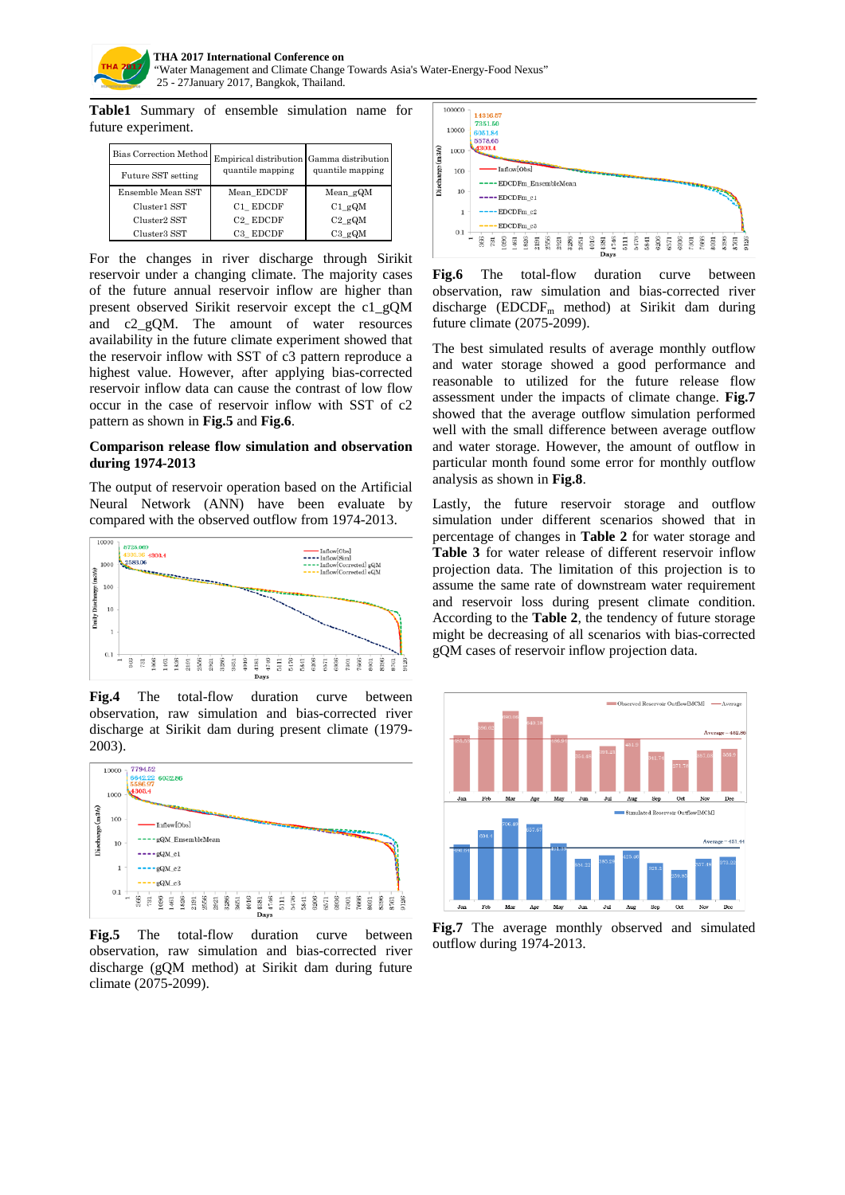**Table1** Summary of ensemble simulation name for future experiment.

| Bias Correction Method / Future SST setting | Empirical distribution quantile mapping | Gamma distribution quantile mapping |
|---|---|---|
| Ensemble Mean SST | Mean_EDCDF | Mean_gQM |
| Cluster1 SST | C1_ EDCDF | C1_gQM |
| Cluster2 SST | C2_ EDCDF | C2_gQM |
| Cluster3 SST | C3_ EDCDF | C3_gQM |

For the changes in river discharge through Sirikit reservoir under a changing climate. The majority cases of the future annual reservoir inflow are higher than present observed Sirikit reservoir except the c1_gQM and c2_gQM. The amount of water resources availability in the future climate experiment showed that the reservoir inflow with SST of c3 pattern reproduce a highest value. However, after applying bias-corrected reservoir inflow data can cause the contrast of low flow occur in the case of reservoir inflow with SST of c2 pattern as shown in **Fig.5** and **Fig.6**.

**Comparison release flow simulation and observation during 1974-2013**

The output of reservoir operation based on the Artificial Neural Network (ANN) have been evaluate by compared with the observed outflow from 1974-2013.

**Fig.4** The total-flow duration curve between observation, raw simulation and bias-corrected river discharge at Sirikit dam during present climate (1979-2003).

**Fig.5** The total-flow duration curve between observation, raw simulation and bias-corrected river discharge (gQM method) at Sirikit dam during future climate (2075-2099).

**Fig.6** The total-flow duration curve between observation, raw simulation and bias-corrected river discharge ($EDCDF_m$ method) at Sirikit dam during future climate (2075-2099).

The best simulated results of average monthly outflow and water storage showed a good performance and reasonable to utilized for the future release flow assessment under the impacts of climate change. **Fig.7** showed that the average outflow simulation performed well with the small difference between average outflow and water storage. However, the amount of outflow in particular month found some error for monthly outflow analysis as shown in **Fig.8**.

Lastly, the future reservoir storage and outflow simulation under different scenarios showed that in percentage of changes in **Table 2** for water storage and **Table 3** for water release of different reservoir inflow projection data. The limitation of this projection is to assume the same rate of downstream water requirement and reservoir loss during present climate condition. According to the **Table 2**, the tendency of future storage might be decreasing of all scenarios with bias-corrected gQM cases of reservoir inflow projection data.

**Fig.7** The average monthly observed and simulated outflow during 1974-2013.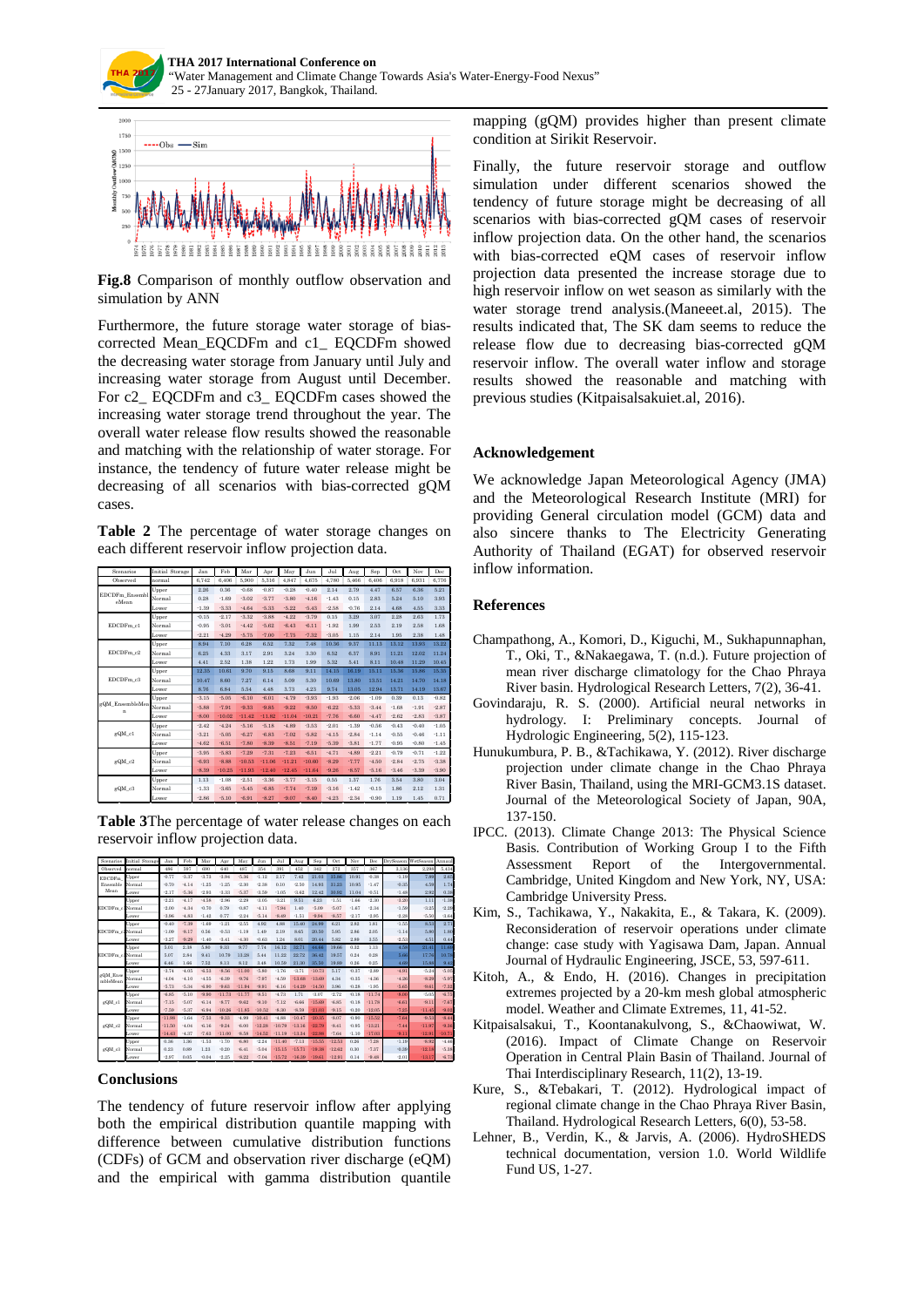**Fig.8** Comparison of monthly outflow observation and simulation by ANN

Furthermore, the future storage water storage of bias-corrected Mean_EQCDFm and c1_ EQCDFm showed the decreasing water storage from January until July and increasing water storage from August until December. For c2_ EQCDFm and c3_ EQCDFm cases showed the increasing water storage trend throughout the year. The overall water release flow results showed the reasonable and matching with the relationship of water storage. For instance, the tendency of future water release might be decreasing of all scenarios with bias-corrected gQM cases.

**Table 2** The percentage of water storage changes on each different reservoir inflow projection data.

| Scenarios | Initial Storage | Jan | Feb | Mar | Apr | May | Jun | Jul | Aug | Sep | Oct | Nov | Dec |
|---|---|---|---|---|---|---|---|---|---|---|---|---|---|
| Observed | normal | 6,742 | 6,406 | 5,900 | 5,316 | 4,847 | 4,675 | 4,780 | 5,466 | 6,406 | 6,918 | 6,931 | 6,776 |
| EDCDFm_EnsembleMean | Upper | 2.26 | 0.36 | -0.68 | -0.87 | -0.28 | -0.40 | 2.14 | 2.79 | 4.47 | 6.57 | 6.36 | 5.21 |
| | Normal | 0.28 | -1.69 | -3.02 | -3.77 | -3.80 | -4.16 | -1.43 | 0.15 | 2.83 | 5.24 | 5.10 | 3.93 |
| | Lower | -1.39 | -3.33 | -4.64 | -5.33 | -5.22 | -5.45 | -2.58 | -0.76 | 2.14 | 4.68 | 4.55 | 3.33 |
| EDCDFm_c1 | Upper | -0.15 | -2.17 | -3.32 | -3.88 | -4.22 | -3.79 | 0.15 | 3.29 | 3.07 | 2.28 | 2.63 | 1.73 |
| | Normal | -0.95 | -3.01 | -4.42 | -5.62 | -6.43 | -6.11 | -1.92 | 1.99 | 2.53 | 2.19 | 2.58 | 1.68 |
| | Lower | -2.21 | -4.29 | -5.75 | -7.00 | -7.73 | -7.32 | -3.05 | 1.15 | 2.14 | 1.95 | 2.38 | 1.48 |
| EDCDFm_c2 | Upper | 8.94 | 7.10 | 6.28 | 6.52 | 7.32 | 7.48 | 10.36 | 9.37 | 11.13 | 13.12 | 13.93 | 13.22 |
| | Normal | 6.25 | 4.33 | 3.17 | 2.91 | 3.24 | 3.30 | 6.52 | 6.37 | 8.91 | 11.21 | 12.02 | 11.24 |
| | Lower | 4.41 | 2.52 | 1.38 | 1.22 | 1.73 | 1.99 | 5.52 | 5.41 | 8.11 | 10.48 | 11.29 | 10.45 |
| EDCDFm_c3 | Upper | 12.35 | 10.61 | 9.70 | 9.15 | 8.68 | 9.11 | 14.15 | 16.19 | 15.11 | 15.36 | 15.86 | 15.33 |
| | Normal | 10.47 | 8.60 | 7.27 | 6.14 | 5.09 | 5.30 | 10.69 | 13.80 | 13.33 | 14.21 | 14.70 | 14.18 |
| | Lower | 8.76 | 6.84 | 5.34 | 4.48 | 3.73 | 4.23 | 9.74 | 13.05 | 12.94 | 13.71 | 14.19 | 13.67 |
| gQM_EnsembleMean | Upper | -3.15 | -5.05 | -6.30 | -6.01 | -4.79 | -3.93 | -1.93 | -2.06 | -1.09 | 0.39 | 0.13 | -0.82 |
| | Normal | -5.88 | -7.91 | -9.53 | -9.85 | -9.22 | -8.50 | -6.22 | -5.33 | -3.44 | -1.68 | -1.91 | -2.87 |
| | Lower | -8.00 | -10.02 | -11.42 | -11.82 | -11.04 | -10.21 | -7.76 | -6.60 | -4.47 | -2.62 | -2.83 | -3.87 |
| gQM_c1 | Upper | -2.42 | -4.24 | -5.16 | -5.18 | -4.89 | -3.53 | -2.01 | -1.39 | -0.56 | -0.43 | -0.40 | -1.05 |
| | Normal | -3.21 | -5.05 | -6.27 | -6.83 | -7.02 | -5.82 | -4.15 | -2.84 | -1.14 | -0.55 | -0.46 | -1.11 |
| | Lower | -4.62 | -6.51 | -7.80 | -8.39 | -8.51 | -7.19 | -5.39 | -3.81 | -1.77 | -0.95 | -0.80 | -1.45 |
| gQM_c2 | Upper | -3.95 | -5.83 | -7.29 | -7.31 | -7.23 | -6.51 | -4.71 | -4.89 | -2.21 | -0.79 | -0.71 | -1.22 |
| | Normal | -6.93 | -8.88 | -10.53 | -11.06 | -11.21 | -10.60 | -8.29 | -7.77 | -4.50 | -2.84 | -2.75 | -3.38 |
| | Lower | -8.39 | -10.23 | -11.93 | -12.40 | -12.45 | -11.64 | -9.26 | -8.57 | -5.16 | -3.46 | -3.39 | -3.96 |
| gQM_c3 | Upper | 1.13 | -1.08 | -2.51 | -3.36 | -3.77 | -3.15 | 0.55 | 1.37 | 1.76 | 3.54 | 3.80 | 3.04 |
| | Normal | -1.33 | -3.65 | -5.45 | -6.85 | -7.74 | -7.19 | -3.16 | -1.42 | -0.15 | 1.86 | 2.12 | 1.31 |
| | Lower | -2.86 | -5.10 | -6.91 | -8.27 | -9.07 | -8.40 | -4.23 | -2.34 | -0.90 | 1.19 | 1.45 | 0.71 |

**Table 3** The percentage of water release changes on each reservoir inflow projection data.

| Scenarios | Initial Storage | Jan | Feb | Mar | Apr | May | Jun | Jul | Aug | Sep | Oct | Nov | Dec | DrySeason | WetSeason | Annual |
|---|---|---|---|---|---|---|---|---|---|---|---|---|---|---|---|---|
| Observed | normal | 486 | 597 | 690 | 640 | 467 | 354 | 391 | 452 | 342 | 272 | 357 | 367 | 3,136 | 2,298 | 5,434 |
| EDCDFm_EnsembleMean | Upper | -0.77 | -3.37 | -1.75 | -2.94 | -5.36 | -1.12 | 2.17 | 7.42 | 21.03 | 13.86 | 10.91 | -0.38 | -1.19 | 7.80 | 2.60 |
| | Normal | -0.70 | -4.14 | -1.25 | -1.25 | -2.30 | -2.59 | 0.10 | -2.50 | 14.93 | 11.23 | 10.95 | -1.47 | -0.35 | 4.59 | 1.74 |
| | Lower | -2.17 | -5.36 | -2.93 | -3.33 | -5.37 | -3.59 | -1.05 | -3.63 | 12.42 | 10.02 | 11.04 | -0.51 | -1.48 | 2.92 | 0.38 |
| EDCDFm_c1 | Upper | -2.21 | -4.17 | -4.58 | 2.96 | -2.29 | -3.05 | 3.21 | 8.51 | 4.23 | -1.51 | 1.66 | -2.30 | 3.20 | 1.11 | -1.39 |
| | Normal | -3.00 | -4.34 | -0.70 | 0.79 | -0.87 | -4.11 | -7.94 | 1.40 | 5.09 | -5.07 | -1.67 | -2.34 | -1.59 | -3.25 | -2.29 |
| | Lower | -3.06 | -4.83 | -1.42 | 0.77 | -2.24 | -5.14 | -8.49 | -1.51 | 9.94 | -6.57 | -2.17 | -2.95 | -2.28 | -5.50 | -3.66 |
| EDCDFm_c2 | Upper | -0.40 | -7.59 | 1.69 | -1.31 | -2.55 | 4.93 | 4.88 | 15.40 | 24.99 | 6.21 | 2.82 | 1.81 | -1.55 | 8.53 | 2.71 |
| | Normal | -1.09 | 9.17 | 0.56 | -0.53 | -1.19 | 1.49 | 2.19 | 8.65 | 20.59 | 5.95 | 2.86 | 2.05 | -1.14 | 5.80 | 1.80 |
| | Lower | -1.27 | 9.29 | -1.40 | -3.41 | -4.30 | 0.63 | 1.24 | 8.01 | 20.44 | 5.82 | 2.93 | 2.15 | -2.53 | 4.51 | 0.44 |
| EDCDFm_c3 | Upper | 3.01 | 2.38 | 5.80 | 9.33 | 9.77 | 7.74 | 16.12 | 32.71 | 44.88 | 19.60 | 0.32 | 1.13 | 4.59 | 21.41 | 11.71 |
| | Normal | 3.07 | 2.84 | 9.41 | 10.79 | 13.28 | 5.44 | 11.22 | 22.72 | 36.42 | 19.57 | 0.24 | 0.26 | 5.66 | 17.76 | 10.78 |
| | Lower | 4.46 | 1.64 | 7.52 | 8.13 | 8.12 | 3.48 | 10.59 | 21.30 | 35.50 | 19.89 | 0.34 | 0.25 | 4.09 | 15.84 | 9.43 |
| gQM_EnsembleMean | Upper | -3.74 | -4.05 | -4.53 | -8.56 | -11.09 | -5.80 | -1.76 | -3.71 | -10.73 | -5.17 | -0.57 | -2.80 | -4.91 | -5.24 | -5.05 |
| | Normal | -4.04 | -4.10 | -4.55 | -6.39 | -9.76 | -7.07 | -4.59 | -13.68 | -13.69 | 4.34 | -0.35 | -4.36 | -4.26 | -8.29 | -5.97 |
| | Lower | -5.73 | -5.34 | -6.90 | -9.65 | -11.84 | -9.91 | -6.16 | -14.39 | -14.50 | 3.96 | -0.28 | -1.95 | -7.65 | -9.61 | -7.23 |
| gQM_c1 | Upper | -6.85 | -5.10 | -9.80 | -11.73 | -11.77 | -9.51 | -4.73 | 1.71 | -3.07 | -2.72 | 0.18 | -11.74 | -8.06 | -3.65 | -6.73 |
| | Normal | -7.15 | -5.07 | -6.14 | -8.77 | -9.62 | -9.10 | -7.12 | -6.64 | -13.69 | -6.85 | -0.18 | -11.78 | -6.61 | -9.11 | -7.67 |
| | Lower | -7.59 | -5.37 | -6.94 | -10.26 | -11.85 | -10.52 | -8.30 | -8.59 | -21.03 | -9.15 | -0.26 | -12.05 | -7.25 | -11.45 | -9.03 |
| gQM_c2 | Upper | -11.98 | -1.64 | -7.53 | -9.33 | -4.99 | -10.41 | -4.86 | -10.47 | -20.35 | -8.07 | 0.90 | -15.52 | -7.64 | -9.53 | -8.44 |
| | Normal | -11.50 | -4.04 | -6.16 | -9.24 | -6.00 | -12.28 | -10.79 | -13.16 | -22.70 | -8.41 | -0.95 | -15.23 | -7.44 | -11.97 | -9.36 |
| | Lower | -14.43 | -4.37 | -7.63 | -11.00 | -8.58 | -14.52 | -11.19 | -13.34 | -22.98 | -7.64 | -1.10 | -17.03 | -9.11 | -12.60 | -10.71 |
| gQM_c3 | Upper | 0.36 | 1.36 | -1.33 | -1.70 | -6.80 | -2.24 | -11.40 | -7.13 | -15.55 | -12.53 | 0.26 | -7.28 | -1.19 | -8.92 | -4.46 |
| | Normal | 0.23 | 0.80 | 1.23 | -0.20 | -6.41 | -5.04 | -15.15 | -13.71 | -18.30 | -12.62 | 0.30 | -7.37 | -0.20 | -12.18 | -5.58 |
| | Lower | -2.07 | 0.03 | -0.04 | -2.25 | -8.22 | -7.04 | -15.72 | -16.39 | -19.61 | -12.81 | 0.14 | -8.46 | 2.01 | -13.17 | -6.71 |

## Conclusions

The tendency of future reservoir inflow after applying both the empirical distribution quantile mapping with difference between cumulative distribution functions (CDFs) of GCM and observation river discharge (eQM) and the empirical with gamma distribution quantile mapping (gQM) provides higher than present climate condition at Sirikit Reservoir.

Finally, the future reservoir storage and outflow simulation under different scenarios showed the tendency of future storage might be decreasing of all scenarios with bias-corrected gQM cases of reservoir inflow projection data. On the other hand, the scenarios with bias-corrected eQM cases of reservoir inflow projection data presented the increase storage due to high reservoir inflow on wet season as similarly with the water storage trend analysis.(Maneeet.al, 2015). The results indicated that, The SK dam seems to reduce the release flow due to decreasing bias-corrected gQM reservoir inflow. The overall water inflow and storage results showed the reasonable and matching with previous studies (Kitpaisalsakuiet.al, 2016).

## Acknowledgement

We acknowledge Japan Meteorological Agency (JMA) and the Meteorological Research Institute (MRI) for providing General circulation model (GCM) data and also sincere thanks to The Electricity Generating Authority of Thailand (EGAT) for observed reservoir inflow information.

## References

Champathong, A., Komori, D., Kiguchi, M., Sukhapunnaphan, T., Oki, T., &Nakaegawa, T. (n.d.). Future projection of mean river discharge climatology for the Chao Phraya River basin. Hydrological Research Letters, 7(2), 36-41.

Govindaraju, R. S. (2000). Artificial neural networks in hydrology. I: Preliminary concepts. Journal of Hydrologic Engineering, 5(2), 115-123.

Hunukumbura, P. B., &Tachikawa, Y. (2012). River discharge projection under climate change in the Chao Phraya River Basin, Thailand, using the MRI-GCM3.1S dataset. Journal of the Meteorological Society of Japan, 90A, 137-150.

IPCC. (2013). Climate Change 2013: The Physical Science Basis. Contribution of Working Group I to the Fifth Assessment Report of the Intergovernmental. Cambridge, United Kingdom and New York, NY, USA: Cambridge University Press.

Kim, S., Tachikawa, Y., Nakakita, E., & Takara, K. (2009). Reconsideration of reservoir operations under climate change: case study with Yagisawa Dam, Japan. Annual Journal of Hydraulic Engineering, JSCE, 53, 597-611.

Kitoh, A., & Endo, H. (2016). Changes in precipitation extremes projected by a 20-km mesh global atmospheric model. Weather and Climate Extremes, 11, 41-52.

Kitpaisalsakul, T., Koontanakulvong, S., &Chaowiwat, W. (2016). Impact of Climate Change on Reservoir Operation in Central Plain Basin of Thailand. Journal of Thai Interdisciplinary Research, 11(2), 13-19.

Kure, S., &Tebakari, T. (2012). Hydrological impact of regional climate change in the Chao Phraya River Basin, Thailand. Hydrological Research Letters, 6(0), 53-58.

Lehner, B., Verdin, K., & Jarvis, A. (2006). HydroSHEDS technical documentation, version 1.0. World Wildlife Fund US, 1-27.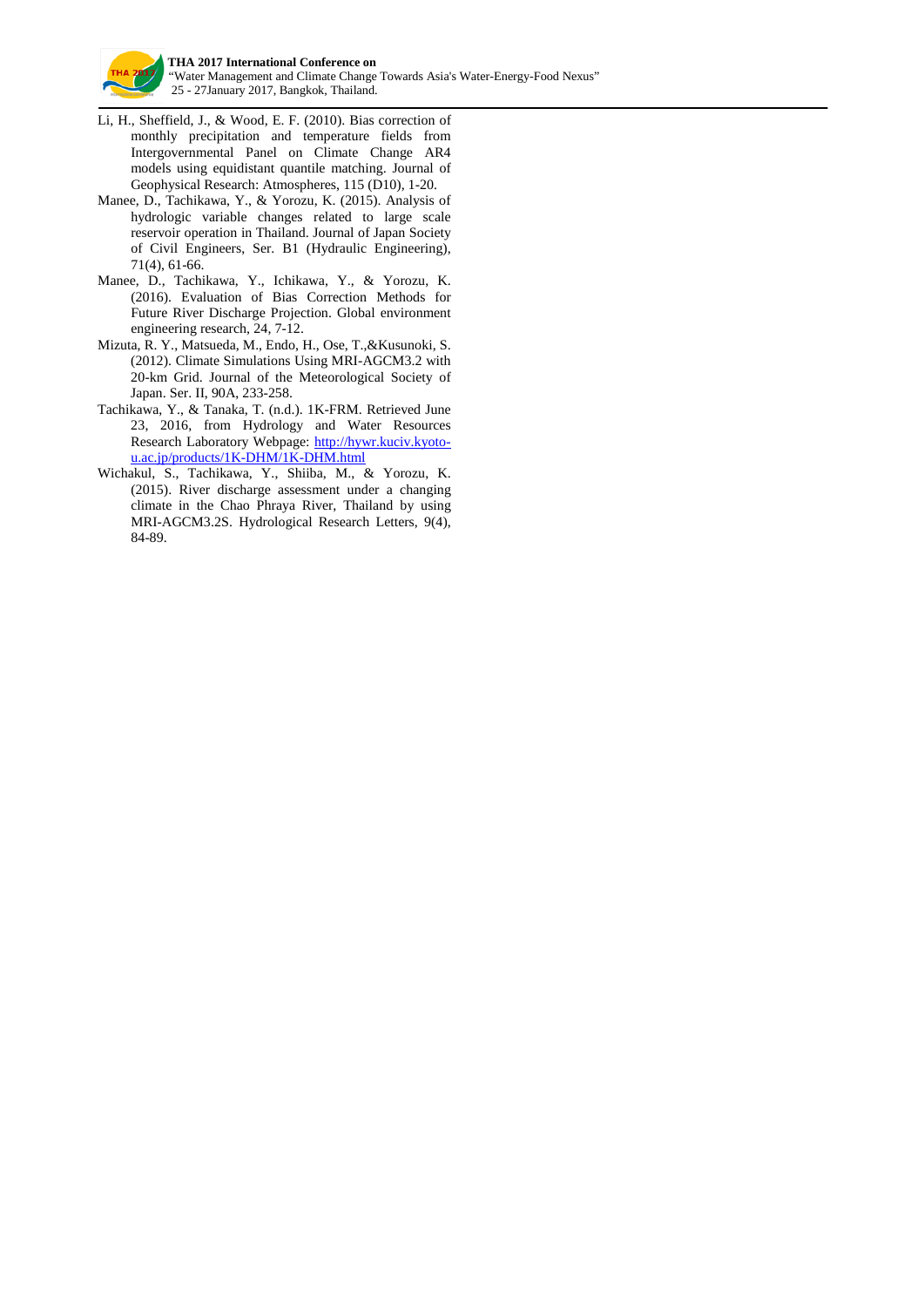Li, H., Sheffield, J., & Wood, E. F. (2010). Bias correction of monthly precipitation and temperature fields from Intergovernmental Panel on Climate Change AR4 models using equidistant quantile matching. Journal of Geophysical Research: Atmospheres, 115 (D10), 1-20.

Manee, D., Tachikawa, Y., & Yorozu, K. (2015). Analysis of hydrologic variable changes related to large scale reservoir operation in Thailand. Journal of Japan Society of Civil Engineers, Ser. B1 (Hydraulic Engineering), 71(4), 61-66.

Manee, D., Tachikawa, Y., Ichikawa, Y., & Yorozu, K. (2016). Evaluation of Bias Correction Methods for Future River Discharge Projection. Global environment engineering research, 24, 7-12.

Mizuta, R. Y., Matsueda, M., Endo, H., Ose, T.,&Kusunoki, S. (2012). Climate Simulations Using MRI-AGCM3.2 with 20-km Grid. Journal of the Meteorological Society of Japan. Ser. II, 90A, 233-258.

Tachikawa, Y., & Tanaka, T. (n.d.). 1K-FRM. Retrieved June 23, 2016, from Hydrology and Water Resources Research Laboratory Webpage: [http://hywr.kuciv.kyoto-u.ac.jp/products/1K-DHM/1K-DHM.html](http://hywr.kuciv.kyoto-u.ac.jp/products/1K-DHM/1K-DHM.html)

Wichakul, S., Tachikawa, Y., Shiiba, M., & Yorozu, K. (2015). River discharge assessment under a changing climate in the Chao Phraya River, Thailand by using MRI-AGCM3.2S. Hydrological Research Letters, 9(4), 84-89.